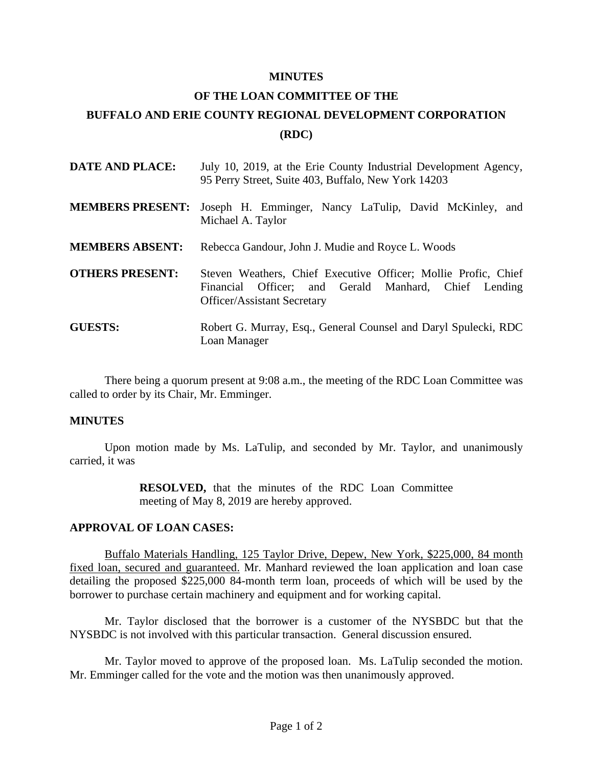# MINUTES

## OF THE LOAN COMMITTEE OF THE

## BUFFALO AND ERIE COUNTY REGIONAL DEVELOPMENT CORPORATION

## (RDC)

**DATE AND PLACE:** July 10, 2019, at the Erie County Industrial Development Agency, 95 Perry Street, Suite 403, Buffalo, New York 14203

**MEMBERS PRESENT:** Joseph H. Emminger, Nancy LaTulip, David McKinley, and Michael A. Taylor

**MEMBERS ABSENT:** Rebecca Gandour, John J. Mudie and Royce L. Woods

**OTHERS PRESENT:** Steven Weathers, Chief Executive Officer; Mollie Profic, Chief Financial Officer; and Gerald Manhard, Chief Lending Officer/Assistant Secretary

**GUESTS:** Robert G. Murray, Esq., General Counsel and Daryl Spulecki, RDC Loan Manager

There being a quorum present at 9:08 a.m., the meeting of the RDC Loan Committee was called to order by its Chair, Mr. Emminger.

**MINUTES**

Upon motion made by Ms. LaTulip, and seconded by Mr. Taylor, and unanimously carried, it was

> **RESOLVED,** that the minutes of the RDC Loan Committee meeting of May 8, 2019 are hereby approved.

**APPROVAL OF LOAN CASES:**

Buffalo Materials Handling, 125 Taylor Drive, Depew, New York, $225,000, 84 month fixed loan, secured and guaranteed. Mr. Manhard reviewed the loan application and loan case detailing the proposed $225,000 84-month term loan, proceeds of which will be used by the borrower to purchase certain machinery and equipment and for working capital.

Mr. Taylor disclosed that the borrower is a customer of the NYSBDC but that the NYSBDC is not involved with this particular transaction. General discussion ensured.

Mr. Taylor moved to approve of the proposed loan. Ms. LaTulip seconded the motion. Mr. Emminger called for the vote and the motion was then unanimously approved.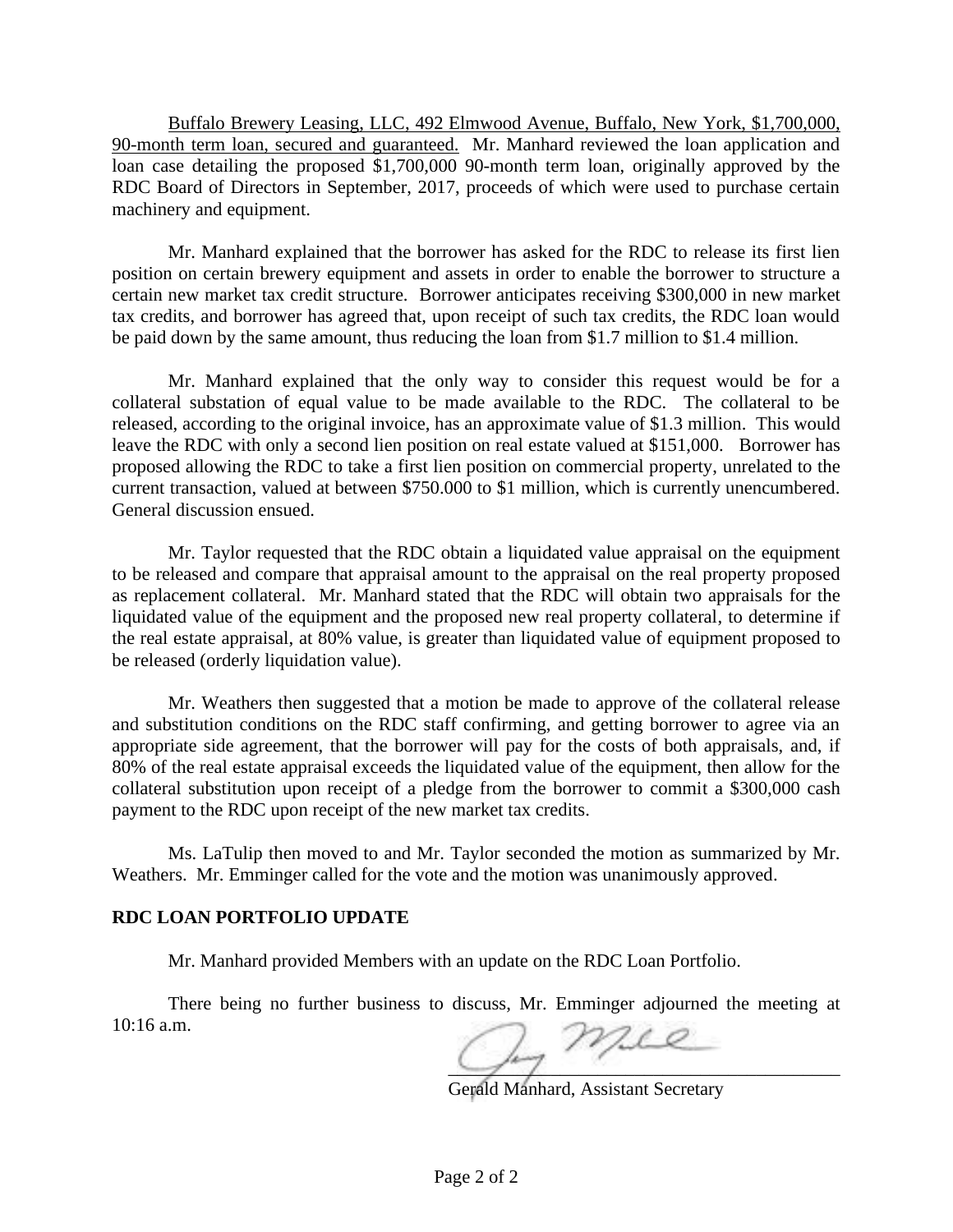<u>Buffalo Brewery Leasing, LLC, 492 Elmwood Avenue, Buffalo, New York, $1,700,000, 90-month term loan, secured and guaranteed.</u> Mr. Manhard reviewed the loan application and loan case detailing the proposed $1,700,000 90-month term loan, originally approved by the RDC Board of Directors in September, 2017, proceeds of which were used to purchase certain machinery and equipment.

Mr. Manhard explained that the borrower has asked for the RDC to release its first lien position on certain brewery equipment and assets in order to enable the borrower to structure a certain new market tax credit structure. Borrower anticipates receiving $300,000 in new market tax credits, and borrower has agreed that, upon receipt of such tax credits, the RDC loan would be paid down by the same amount, thus reducing the loan from $1.7 million to $1.4 million.

Mr. Manhard explained that the only way to consider this request would be for a collateral substation of equal value to be made available to the RDC. The collateral to be released, according to the original invoice, has an approximate value of $1.3 million. This would leave the RDC with only a second lien position on real estate valued at $151,000. Borrower has proposed allowing the RDC to take a first lien position on commercial property, unrelated to the current transaction, valued at between $750.000 to $1 million, which is currently unencumbered. General discussion ensued.

Mr. Taylor requested that the RDC obtain a liquidated value appraisal on the equipment to be released and compare that appraisal amount to the appraisal on the real property proposed as replacement collateral. Mr. Manhard stated that the RDC will obtain two appraisals for the liquidated value of the equipment and the proposed new real property collateral, to determine if the real estate appraisal, at 80% value, is greater than liquidated value of equipment proposed to be released (orderly liquidation value).

Mr. Weathers then suggested that a motion be made to approve of the collateral release and substitution conditions on the RDC staff confirming, and getting borrower to agree via an appropriate side agreement, that the borrower will pay for the costs of both appraisals, and, if 80% of the real estate appraisal exceeds the liquidated value of the equipment, then allow for the collateral substitution upon receipt of a pledge from the borrower to commit a $300,000 cash payment to the RDC upon receipt of the new market tax credits.

Ms. LaTulip then moved to and Mr. Taylor seconded the motion as summarized by Mr. Weathers. Mr. Emminger called for the vote and the motion was unanimously approved.

**RDC LOAN PORTFOLIO UPDATE**

Mr. Manhard provided Members with an update on the RDC Loan Portfolio.

There being no further business to discuss, Mr. Emminger adjourned the meeting at 10:16 a.m.

Gerald Manhard, Assistant Secretary